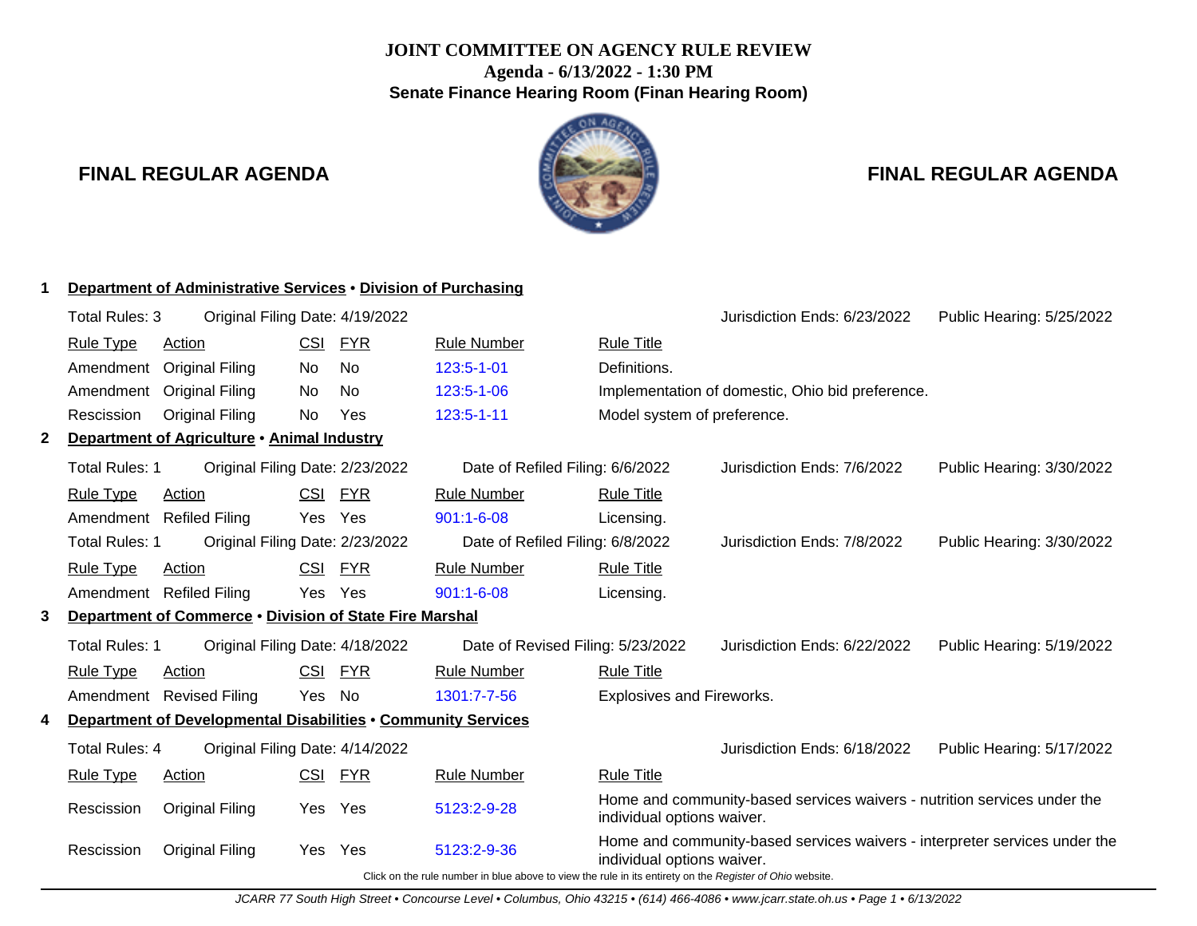**JOINT COMMITTEE ON AGENCY RULE REVIEW**
**Agenda - 6/13/2022 - 1:30 PM**
**Senate Finance Hearing Room (Finan Hearing Room)**

## FINAL REGULAR AGENDA

### 1 Department of Administrative Services • Division of Purchasing

Total Rules: 3 | Original Filing Date: 4/19/2022 | Jurisdiction Ends: 6/23/2022 | Public Hearing: 5/25/2022

| Rule Type | Action | CSI | FYR | Rule Number | Rule Title |
|---|---|---|---|---|---|
| Amendment | Original Filing | No | No | 123:5-1-01 | Definitions. |
| Amendment | Original Filing | No | No | 123:5-1-06 | Implementation of domestic, Ohio bid preference. |
| Rescission | Original Filing | No | Yes | 123:5-1-11 | Model system of preference. |

### 2 Department of Agriculture • Animal Industry

Total Rules: 1 | Original Filing Date: 2/23/2022 | Date of Refiled Filing: 6/6/2022 | Jurisdiction Ends: 7/6/2022 | Public Hearing: 3/30/2022

| Rule Type | Action | CSI | FYR | Rule Number | Rule Title |
|---|---|---|---|---|---|
| Amendment | Refiled Filing | Yes | Yes | 901:1-6-08 | Licensing. |

Total Rules: 1 | Original Filing Date: 2/23/2022 | Date of Refiled Filing: 6/8/2022 | Jurisdiction Ends: 7/8/2022 | Public Hearing: 3/30/2022

| Rule Type | Action | CSI | FYR | Rule Number | Rule Title |
|---|---|---|---|---|---|
| Amendment | Refiled Filing | Yes | Yes | 901:1-6-08 | Licensing. |

### 3 Department of Commerce • Division of State Fire Marshal

Total Rules: 1 | Original Filing Date: 4/18/2022 | Date of Revised Filing: 5/23/2022 | Jurisdiction Ends: 6/22/2022 | Public Hearing: 5/19/2022

| Rule Type | Action | CSI | FYR | Rule Number | Rule Title |
|---|---|---|---|---|---|
| Amendment | Revised Filing | Yes | No | 1301:7-7-56 | Explosives and Fireworks. |

### 4 Department of Developmental Disabilities • Community Services

Total Rules: 4 | Original Filing Date: 4/14/2022 | Jurisdiction Ends: 6/18/2022 | Public Hearing: 5/17/2022

| Rule Type | Action | CSI | FYR | Rule Number | Rule Title |
|---|---|---|---|---|---|
| Rescission | Original Filing | Yes | Yes | 5123:2-9-28 | Home and community-based services waivers - nutrition services under the individual options waiver. |
| Rescission | Original Filing | Yes | Yes | 5123:2-9-36 | Home and community-based services waivers - interpreter services under the individual options waiver. |

Click on the rule number in blue above to view the rule in its entirety on the *Register of Ohio* website.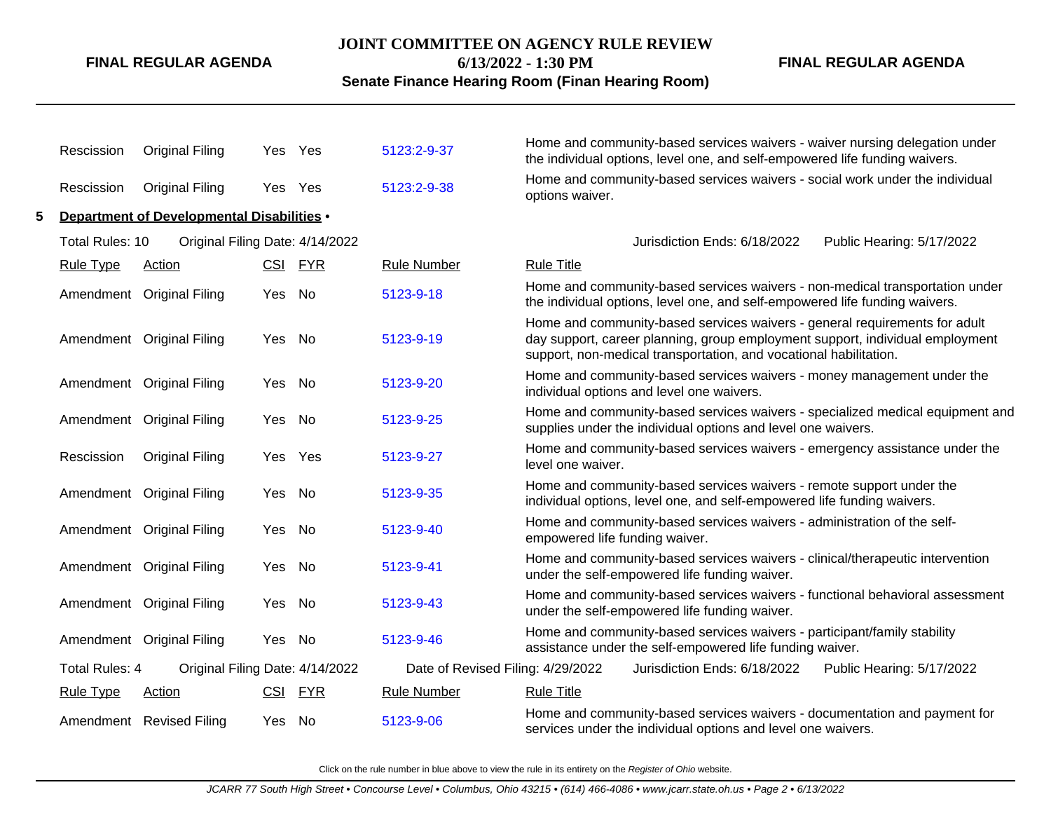| Rule Type | Action | CSI | FYR | Rule Number | Rule Title |
|---|---|---|---|---|---|
| Rescission | Original Filing | Yes | Yes | 5123:2-9-37 | Home and community-based services waivers - waiver nursing delegation under the individual options, level one, and self-empowered life funding waivers. |
| Rescission | Original Filing | Yes | Yes | 5123:2-9-38 | Home and community-based services waivers - social work under the individual options waiver. |

## 5 Department of Developmental Disabilities •

Total Rules: 10 | Original Filing Date: 4/14/2022 | Jurisdiction Ends: 6/18/2022 | Public Hearing: 5/17/2022

| Rule Type | Action | CSI | FYR | Rule Number | Rule Title |
|---|---|---|---|---|---|
| Amendment | Original Filing | Yes | No | 5123-9-18 | Home and community-based services waivers - non-medical transportation under the individual options, level one, and self-empowered life funding waivers. |
| Amendment | Original Filing | Yes | No | 5123-9-19 | Home and community-based services waivers - general requirements for adult day support, career planning, group employment support, individual employment support, non-medical transportation, and vocational habilitation. |
| Amendment | Original Filing | Yes | No | 5123-9-20 | Home and community-based services waivers - money management under the individual options and level one waivers. |
| Amendment | Original Filing | Yes | No | 5123-9-25 | Home and community-based services waivers - specialized medical equipment and supplies under the individual options and level one waivers. |
| Rescission | Original Filing | Yes | Yes | 5123-9-27 | Home and community-based services waivers - emergency assistance under the level one waiver. |
| Amendment | Original Filing | Yes | No | 5123-9-35 | Home and community-based services waivers - remote support under the individual options, level one, and self-empowered life funding waivers. |
| Amendment | Original Filing | Yes | No | 5123-9-40 | Home and community-based services waivers - administration of the self-empowered life funding waiver. |
| Amendment | Original Filing | Yes | No | 5123-9-41 | Home and community-based services waivers - clinical/therapeutic intervention under the self-empowered life funding waiver. |
| Amendment | Original Filing | Yes | No | 5123-9-43 | Home and community-based services waivers - functional behavioral assessment under the self-empowered life funding waiver. |
| Amendment | Original Filing | Yes | No | 5123-9-46 | Home and community-based services waivers - participant/family stability assistance under the self-empowered life funding waiver. |

Total Rules: 4 | Original Filing Date: 4/14/2022 | Date of Revised Filing: 4/29/2022 | Jurisdiction Ends: 6/18/2022 | Public Hearing: 5/17/2022

| Rule Type | Action | CSI | FYR | Rule Number | Rule Title |
|---|---|---|---|---|---|
| Amendment | Revised Filing | Yes | No | 5123-9-06 | Home and community-based services waivers - documentation and payment for services under the individual options and level one waivers. |

Click on the rule number in blue above to view the rule in its entirety on the *Register of Ohio* website.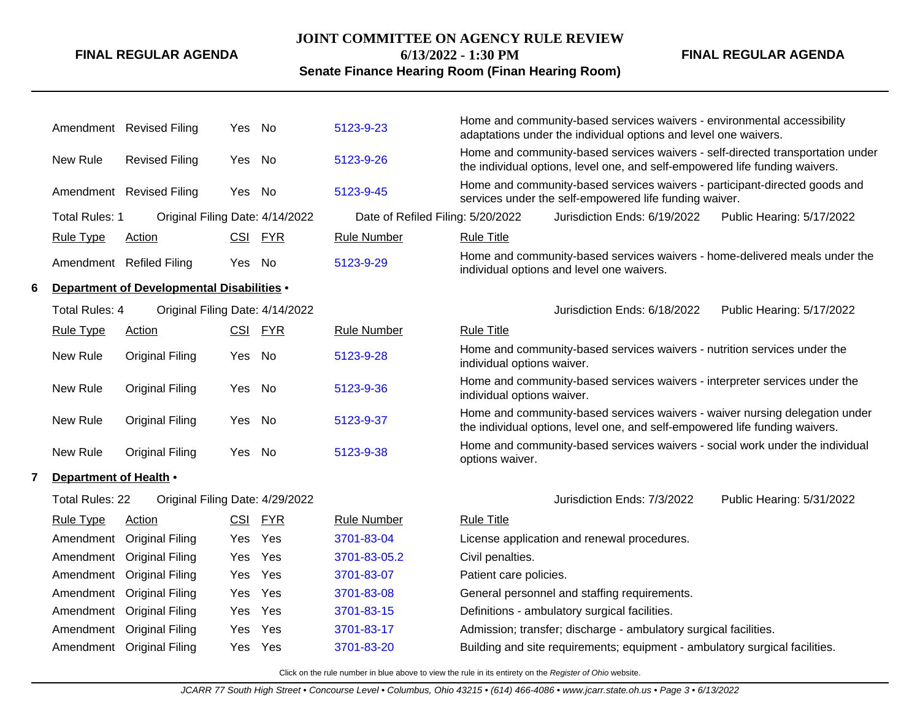| Rule Type | Action | CSI | FYR | Rule Number | Rule Title |
|---|---|---|---|---|---|
| Amendment | Revised Filing | Yes | No | 5123-9-23 | Home and community-based services waivers - environmental accessibility adaptations under the individual options and level one waivers. |
| New Rule | Revised Filing | Yes | No | 5123-9-26 | Home and community-based services waivers - self-directed transportation under the individual options, level one, and self-empowered life funding waivers. |
| Amendment | Revised Filing | Yes | No | 5123-9-45 | Home and community-based services waivers - participant-directed goods and services under the self-empowered life funding waiver. |

Total Rules: 1 Original Filing Date: 4/14/2022 Date of Refiled Filing: 5/20/2022 Jurisdiction Ends: 6/19/2022 Public Hearing: 5/17/2022

| Rule Type | Action | CSI | FYR | Rule Number | Rule Title |
|---|---|---|---|---|---|
| Amendment | Refiled Filing | Yes | No | 5123-9-29 | Home and community-based services waivers - home-delivered meals under the individual options and level one waivers. |

## 6 Department of Developmental Disabilities •

Total Rules: 4 Original Filing Date: 4/14/2022 Jurisdiction Ends: 6/18/2022 Public Hearing: 5/17/2022

| Rule Type | Action | CSI | FYR | Rule Number | Rule Title |
|---|---|---|---|---|---|
| New Rule | Original Filing | Yes | No | 5123-9-28 | Home and community-based services waivers - nutrition services under the individual options waiver. |
| New Rule | Original Filing | Yes | No | 5123-9-36 | Home and community-based services waivers - interpreter services under the individual options waiver. |
| New Rule | Original Filing | Yes | No | 5123-9-37 | Home and community-based services waivers - waiver nursing delegation under the individual options, level one, and self-empowered life funding waivers. |
| New Rule | Original Filing | Yes | No | 5123-9-38 | Home and community-based services waivers - social work under the individual options waiver. |

## 7 Department of Health •

Total Rules: 22 Original Filing Date: 4/29/2022 Jurisdiction Ends: 7/3/2022 Public Hearing: 5/31/2022

| Rule Type | Action | CSI | FYR | Rule Number | Rule Title |
|---|---|---|---|---|---|
| Amendment | Original Filing | Yes | Yes | 3701-83-04 | License application and renewal procedures. |
| Amendment | Original Filing | Yes | Yes | 3701-83-05.2 | Civil penalties. |
| Amendment | Original Filing | Yes | Yes | 3701-83-07 | Patient care policies. |
| Amendment | Original Filing | Yes | Yes | 3701-83-08 | General personnel and staffing requirements. |
| Amendment | Original Filing | Yes | Yes | 3701-83-15 | Definitions - ambulatory surgical facilities. |
| Amendment | Original Filing | Yes | Yes | 3701-83-17 | Admission; transfer; discharge - ambulatory surgical facilities. |
| Amendment | Original Filing | Yes | Yes | 3701-83-20 | Building and site requirements; equipment - ambulatory surgical facilities. |

Click on the rule number in blue above to view the rule in its entirety on the *Register of Ohio* website.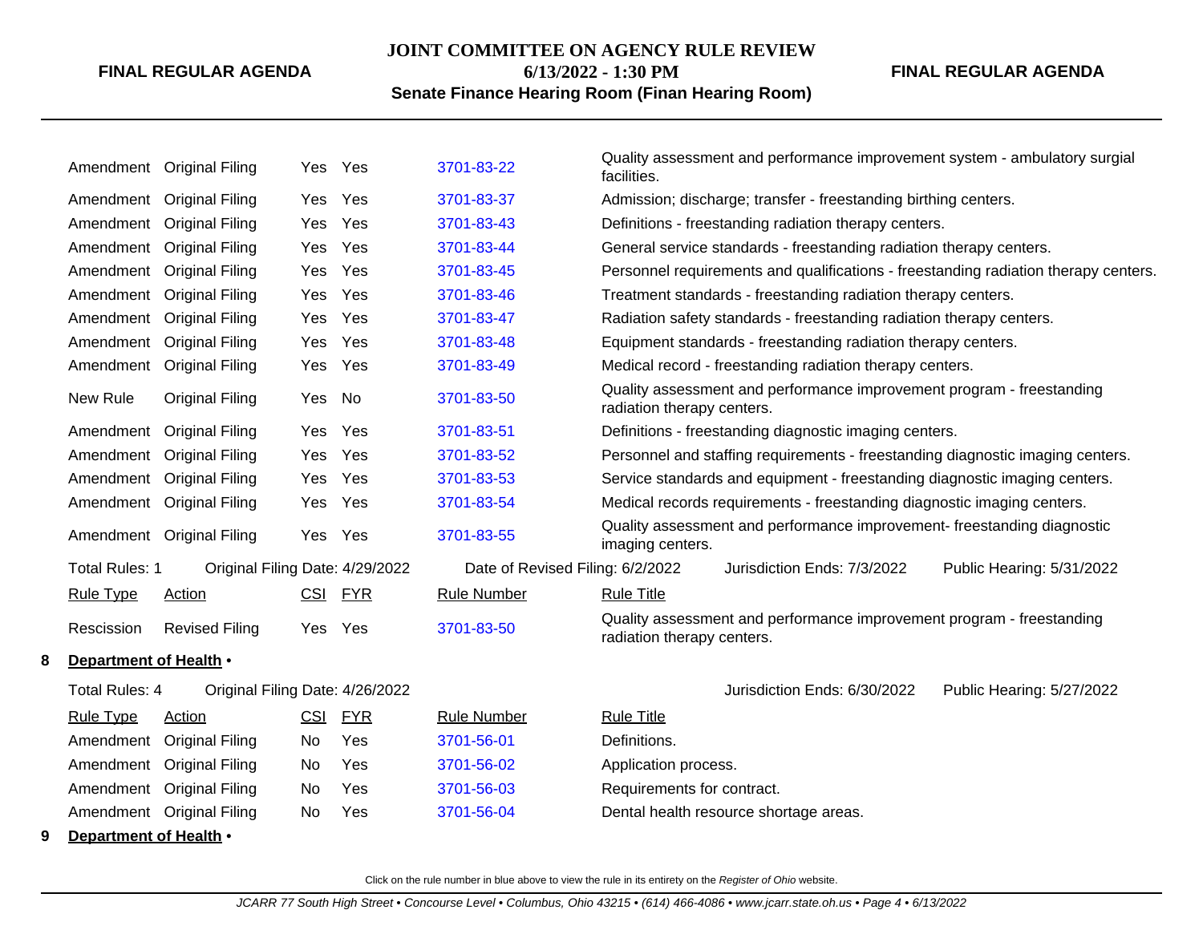| Rule Type | Action | CSI | FYR | Rule Number | Rule Title |
|---|---|---|---|---|---|
| Amendment | Original Filing | Yes | Yes | 3701-83-22 | Quality assessment and performance improvement system - ambulatory surgial facilities. |
| Amendment | Original Filing | Yes | Yes | 3701-83-37 | Admission; discharge; transfer - freestanding birthing centers. |
| Amendment | Original Filing | Yes | Yes | 3701-83-43 | Definitions - freestanding radiation therapy centers. |
| Amendment | Original Filing | Yes | Yes | 3701-83-44 | General service standards - freestanding radiation therapy centers. |
| Amendment | Original Filing | Yes | Yes | 3701-83-45 | Personnel requirements and qualifications - freestanding radiation therapy centers. |
| Amendment | Original Filing | Yes | Yes | 3701-83-46 | Treatment standards - freestanding radiation therapy centers. |
| Amendment | Original Filing | Yes | Yes | 3701-83-47 | Radiation safety standards - freestanding radiation therapy centers. |
| Amendment | Original Filing | Yes | Yes | 3701-83-48 | Equipment standards - freestanding radiation therapy centers. |
| Amendment | Original Filing | Yes | Yes | 3701-83-49 | Medical record - freestanding radiation therapy centers. |
| New Rule | Original Filing | Yes | No | 3701-83-50 | Quality assessment and performance improvement program - freestanding radiation therapy centers. |
| Amendment | Original Filing | Yes | Yes | 3701-83-51 | Definitions - freestanding diagnostic imaging centers. |
| Amendment | Original Filing | Yes | Yes | 3701-83-52 | Personnel and staffing requirements - freestanding diagnostic imaging centers. |
| Amendment | Original Filing | Yes | Yes | 3701-83-53 | Service standards and equipment - freestanding diagnostic imaging centers. |
| Amendment | Original Filing | Yes | Yes | 3701-83-54 | Medical records requirements - freestanding diagnostic imaging centers. |
| Amendment | Original Filing | Yes | Yes | 3701-83-55 | Quality assessment and performance improvement- freestanding diagnostic imaging centers. |

Total Rules: 1 | Original Filing Date: 4/29/2022 | Date of Revised Filing: 6/2/2022 | Jurisdiction Ends: 7/3/2022 | Public Hearing: 5/31/2022

| Rule Type | Action | CSI | FYR | Rule Number | Rule Title |
|---|---|---|---|---|---|
| Rescission | Revised Filing | Yes | Yes | 3701-83-50 | Quality assessment and performance improvement program - freestanding radiation therapy centers. |

**8 Department of Health** •

Total Rules: 4 | Original Filing Date: 4/26/2022 | Jurisdiction Ends: 6/30/2022 | Public Hearing: 5/27/2022

| Rule Type | Action | CSI | FYR | Rule Number | Rule Title |
|---|---|---|---|---|---|
| Amendment | Original Filing | No | Yes | 3701-56-01 | Definitions. |
| Amendment | Original Filing | No | Yes | 3701-56-02 | Application process. |
| Amendment | Original Filing | No | Yes | 3701-56-03 | Requirements for contract. |
| Amendment | Original Filing | No | Yes | 3701-56-04 | Dental health resource shortage areas. |

**9 Department of Health** •

Click on the rule number in blue above to view the rule in its entirety on the *Register of Ohio* website.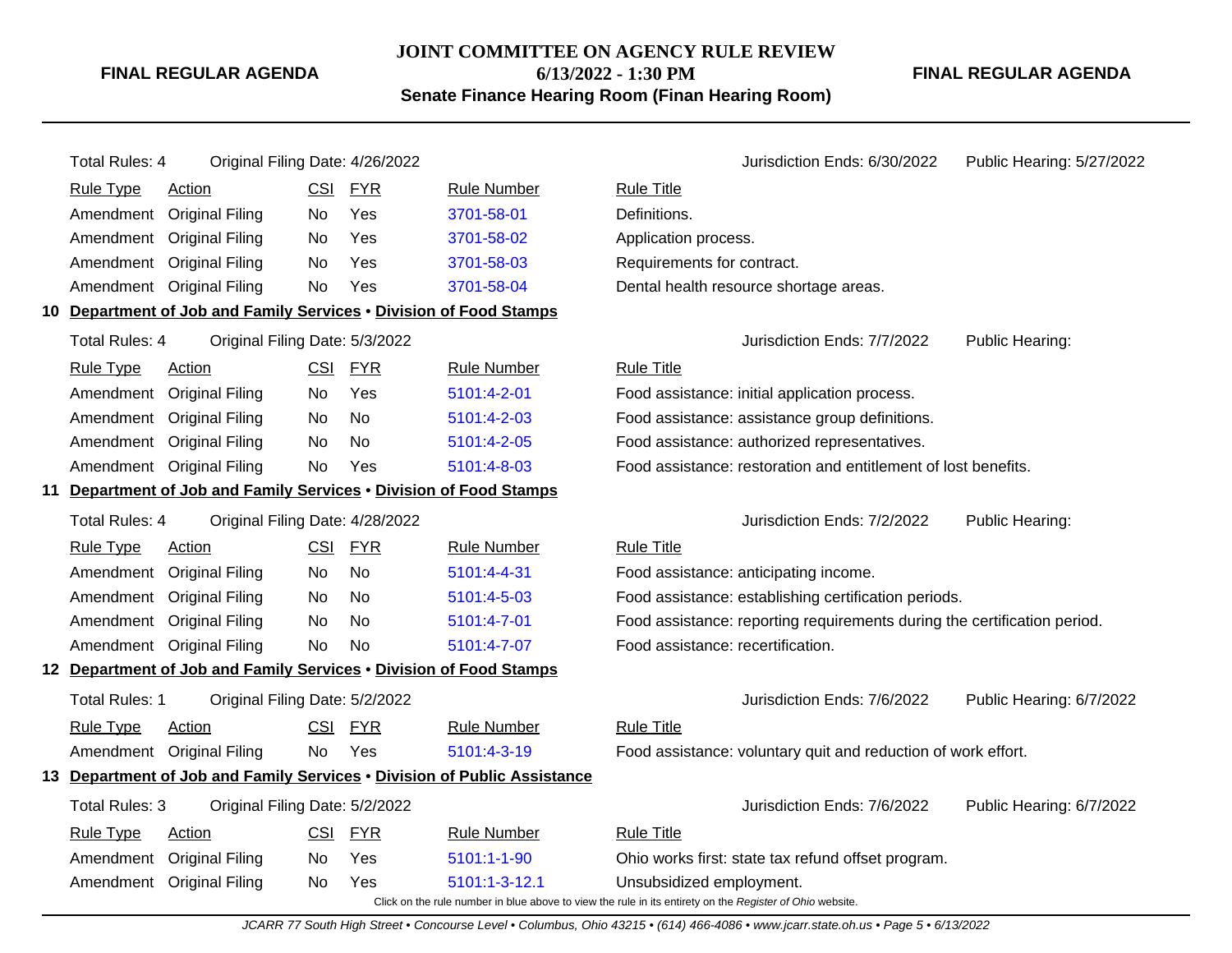Total Rules: 4 | Original Filing Date: 4/26/2022 | Jurisdiction Ends: 6/30/2022 | Public Hearing: 5/27/2022

| Rule Type | Action | CSI | FYR | Rule Number | Rule Title |
|---|---|---|---|---|---|
| Amendment | Original Filing | No | Yes | 3701-58-01 | Definitions. |
| Amendment | Original Filing | No | Yes | 3701-58-02 | Application process. |
| Amendment | Original Filing | No | Yes | 3701-58-03 | Requirements for contract. |
| Amendment | Original Filing | No | Yes | 3701-58-04 | Dental health resource shortage areas. |

## 10 Department of Job and Family Services • Division of Food Stamps

Total Rules: 4 | Original Filing Date: 5/3/2022 | Jurisdiction Ends: 7/7/2022 | Public Hearing:

| Rule Type | Action | CSI | FYR | Rule Number | Rule Title |
|---|---|---|---|---|---|
| Amendment | Original Filing | No | Yes | 5101:4-2-01 | Food assistance: initial application process. |
| Amendment | Original Filing | No | No | 5101:4-2-03 | Food assistance: assistance group definitions. |
| Amendment | Original Filing | No | No | 5101:4-2-05 | Food assistance: authorized representatives. |
| Amendment | Original Filing | No | Yes | 5101:4-8-03 | Food assistance: restoration and entitlement of lost benefits. |

## 11 Department of Job and Family Services • Division of Food Stamps

Total Rules: 4 | Original Filing Date: 4/28/2022 | Jurisdiction Ends: 7/2/2022 | Public Hearing:

| Rule Type | Action | CSI | FYR | Rule Number | Rule Title |
|---|---|---|---|---|---|
| Amendment | Original Filing | No | No | 5101:4-4-31 | Food assistance: anticipating income. |
| Amendment | Original Filing | No | No | 5101:4-5-03 | Food assistance: establishing certification periods. |
| Amendment | Original Filing | No | No | 5101:4-7-01 | Food assistance: reporting requirements during the certification period. |
| Amendment | Original Filing | No | No | 5101:4-7-07 | Food assistance: recertification. |

## 12 Department of Job and Family Services • Division of Food Stamps

Total Rules: 1 | Original Filing Date: 5/2/2022 | Jurisdiction Ends: 7/6/2022 | Public Hearing: 6/7/2022

| Rule Type | Action | CSI | FYR | Rule Number | Rule Title |
|---|---|---|---|---|---|
| Amendment | Original Filing | No | Yes | 5101:4-3-19 | Food assistance: voluntary quit and reduction of work effort. |

## 13 Department of Job and Family Services • Division of Public Assistance

Total Rules: 3 | Original Filing Date: 5/2/2022 | Jurisdiction Ends: 7/6/2022 | Public Hearing: 6/7/2022

| Rule Type | Action | CSI | FYR | Rule Number | Rule Title |
|---|---|---|---|---|---|
| Amendment | Original Filing | No | Yes | 5101:1-1-90 | Ohio works first: state tax refund offset program. |
| Amendment | Original Filing | No | Yes | 5101:1-3-12.1 | Unsubsidized employment. |

Click on the rule number in blue above to view the rule in its entirety on the *Register of Ohio* website.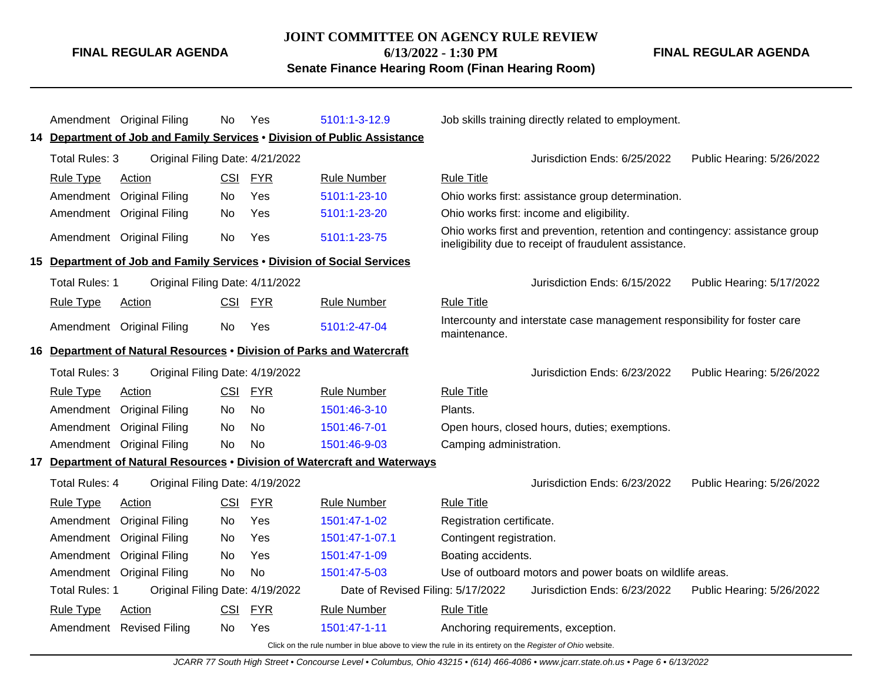| Rule Type | Action | CSI | FYR | Rule Number | Rule Title |
|---|---|---|---|---|---|
| Amendment | Original Filing | No | Yes | 5101:1-3-12.9 | Job skills training directly related to employment. |

**14 Department of Job and Family Services • Division of Public Assistance**

Total Rules: 3 | Original Filing Date: 4/21/2022 | Jurisdiction Ends: 6/25/2022 | Public Hearing: 5/26/2022

| Rule Type | Action | CSI | FYR | Rule Number | Rule Title |
|---|---|---|---|---|---|
| Amendment | Original Filing | No | Yes | 5101:1-23-10 | Ohio works first: assistance group determination. |
| Amendment | Original Filing | No | Yes | 5101:1-23-20 | Ohio works first: income and eligibility. |
| Amendment | Original Filing | No | Yes | 5101:1-23-75 | Ohio works first and prevention, retention and contingency: assistance group ineligibility due to receipt of fraudulent assistance. |

**15 Department of Job and Family Services • Division of Social Services**

Total Rules: 1 | Original Filing Date: 4/11/2022 | Jurisdiction Ends: 6/15/2022 | Public Hearing: 5/17/2022

| Rule Type | Action | CSI | FYR | Rule Number | Rule Title |
|---|---|---|---|---|---|
| Amendment | Original Filing | No | Yes | 5101:2-47-04 | Intercounty and interstate case management responsibility for foster care maintenance. |

**16 Department of Natural Resources • Division of Parks and Watercraft**

Total Rules: 3 | Original Filing Date: 4/19/2022 | Jurisdiction Ends: 6/23/2022 | Public Hearing: 5/26/2022

| Rule Type | Action | CSI | FYR | Rule Number | Rule Title |
|---|---|---|---|---|---|
| Amendment | Original Filing | No | No | 1501:46-3-10 | Plants. |
| Amendment | Original Filing | No | No | 1501:46-7-01 | Open hours, closed hours, duties; exemptions. |
| Amendment | Original Filing | No | No | 1501:46-9-03 | Camping administration. |

**17 Department of Natural Resources • Division of Watercraft and Waterways**

Total Rules: 4 | Original Filing Date: 4/19/2022 | Jurisdiction Ends: 6/23/2022 | Public Hearing: 5/26/2022

| Rule Type | Action | CSI | FYR | Rule Number | Rule Title |
|---|---|---|---|---|---|
| Amendment | Original Filing | No | Yes | 1501:47-1-02 | Registration certificate. |
| Amendment | Original Filing | No | Yes | 1501:47-1-07.1 | Contingent registration. |
| Amendment | Original Filing | No | Yes | 1501:47-1-09 | Boating accidents. |
| Amendment | Original Filing | No | No | 1501:47-5-03 | Use of outboard motors and power boats on wildlife areas. |

Total Rules: 1 | Original Filing Date: 4/19/2022 | Date of Revised Filing: 5/17/2022 | Jurisdiction Ends: 6/23/2022 | Public Hearing: 5/26/2022

| Rule Type | Action | CSI | FYR | Rule Number | Rule Title |
|---|---|---|---|---|---|
| Amendment | Revised Filing | No | Yes | 1501:47-1-11 | Anchoring requirements, exception. |

Click on the rule number in blue above to view the rule in its entirety on the *Register of Ohio* website.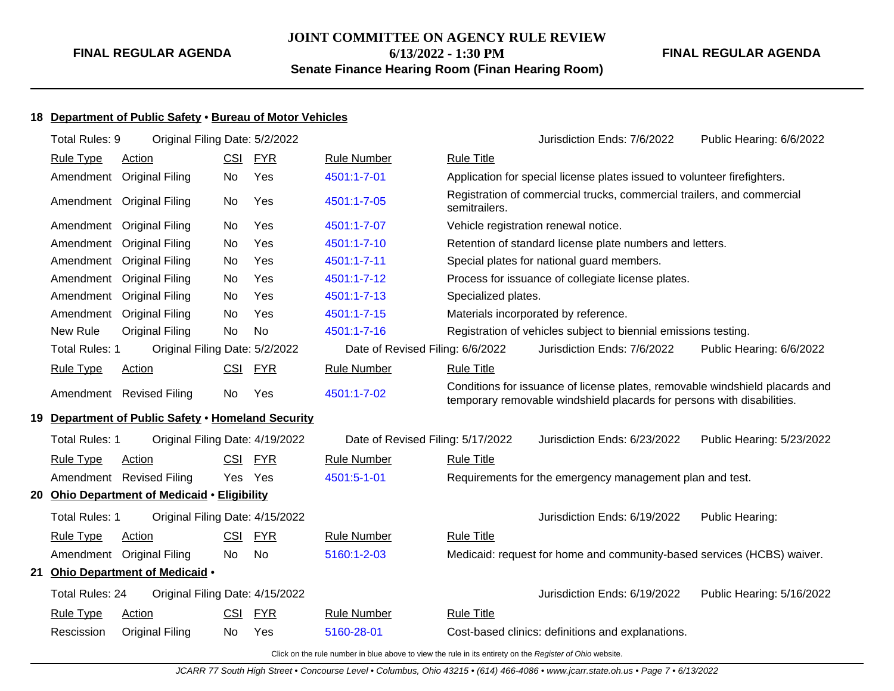**18 Department of Public Safety • Bureau of Motor Vehicles**

Total Rules: 9 — Original Filing Date: 5/2/2022 — Jurisdiction Ends: 7/6/2022 — Public Hearing: 6/6/2022

| Rule Type | Action | CSI | FYR | Rule Number | Rule Title |
|---|---|---|---|---|---|
| Amendment | Original Filing | No | Yes | 4501:1-7-01 | Application for special license plates issued to volunteer firefighters. |
| Amendment | Original Filing | No | Yes | 4501:1-7-05 | Registration of commercial trucks, commercial trailers, and commercial semitrailers. |
| Amendment | Original Filing | No | Yes | 4501:1-7-07 | Vehicle registration renewal notice. |
| Amendment | Original Filing | No | Yes | 4501:1-7-10 | Retention of standard license plate numbers and letters. |
| Amendment | Original Filing | No | Yes | 4501:1-7-11 | Special plates for national guard members. |
| Amendment | Original Filing | No | Yes | 4501:1-7-12 | Process for issuance of collegiate license plates. |
| Amendment | Original Filing | No | Yes | 4501:1-7-13 | Specialized plates. |
| Amendment | Original Filing | No | Yes | 4501:1-7-15 | Materials incorporated by reference. |
| New Rule | Original Filing | No | No | 4501:1-7-16 | Registration of vehicles subject to biennial emissions testing. |

Total Rules: 1 — Original Filing Date: 5/2/2022 — Date of Revised Filing: 6/6/2022 — Jurisdiction Ends: 7/6/2022 — Public Hearing: 6/6/2022

| Rule Type | Action | CSI | FYR | Rule Number | Rule Title |
|---|---|---|---|---|---|
| Amendment | Revised Filing | No | Yes | 4501:1-7-02 | Conditions for issuance of license plates, removable windshield placards and temporary removable windshield placards for persons with disabilities. |

**19 Department of Public Safety • Homeland Security**

Total Rules: 1 — Original Filing Date: 4/19/2022 — Date of Revised Filing: 5/17/2022 — Jurisdiction Ends: 6/23/2022 — Public Hearing: 5/23/2022

| Rule Type | Action | CSI | FYR | Rule Number | Rule Title |
|---|---|---|---|---|---|
| Amendment | Revised Filing | Yes | Yes | 4501:5-1-01 | Requirements for the emergency management plan and test. |

**20 Ohio Department of Medicaid • Eligibility**

Total Rules: 1 — Original Filing Date: 4/15/2022 — Jurisdiction Ends: 6/19/2022 — Public Hearing:

| Rule Type | Action | CSI | FYR | Rule Number | Rule Title |
|---|---|---|---|---|---|
| Amendment | Original Filing | No | No | 5160:1-2-03 | Medicaid: request for home and community-based services (HCBS) waiver. |

**21 Ohio Department of Medicaid •**

Total Rules: 24 — Original Filing Date: 4/15/2022 — Jurisdiction Ends: 6/19/2022 — Public Hearing: 5/16/2022

| Rule Type | Action | CSI | FYR | Rule Number | Rule Title |
|---|---|---|---|---|---|
| Rescission | Original Filing | No | Yes | 5160-28-01 | Cost-based clinics: definitions and explanations. |

Click on the rule number in blue above to view the rule in its entirety on the *Register of Ohio* website.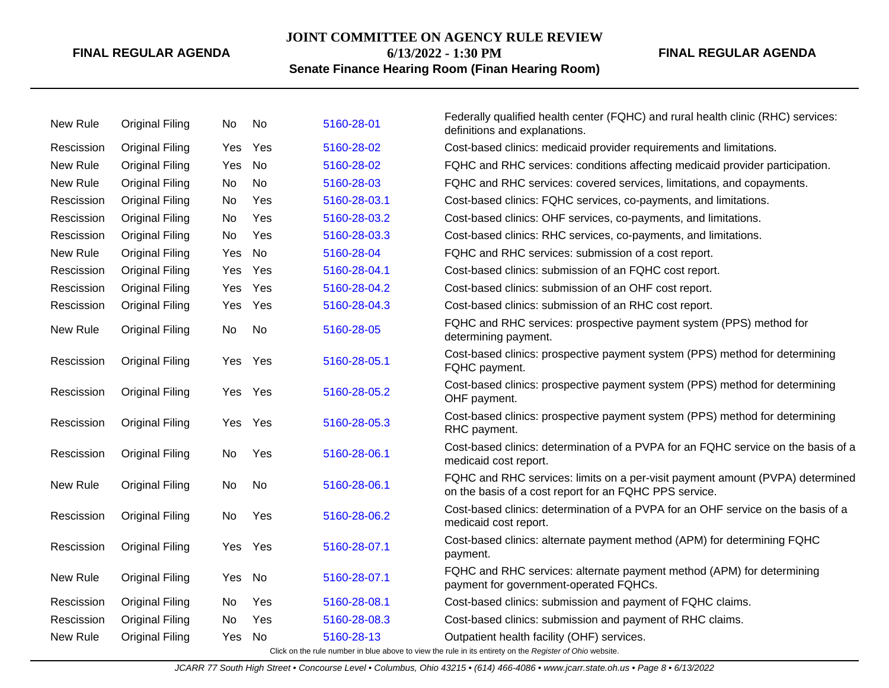| | | | | | |
|---|---|---|---|---|---|
| New Rule | Original Filing | No | No | 5160-28-01 | Federally qualified health center (FQHC) and rural health clinic (RHC) services: definitions and explanations. |
| Rescission | Original Filing | Yes | Yes | 5160-28-02 | Cost-based clinics: medicaid provider requirements and limitations. |
| New Rule | Original Filing | Yes | No | 5160-28-02 | FQHC and RHC services: conditions affecting medicaid provider participation. |
| New Rule | Original Filing | No | No | 5160-28-03 | FQHC and RHC services: covered services, limitations, and copayments. |
| Rescission | Original Filing | No | Yes | 5160-28-03.1 | Cost-based clinics: FQHC services, co-payments, and limitations. |
| Rescission | Original Filing | No | Yes | 5160-28-03.2 | Cost-based clinics: OHF services, co-payments, and limitations. |
| Rescission | Original Filing | No | Yes | 5160-28-03.3 | Cost-based clinics: RHC services, co-payments, and limitations. |
| New Rule | Original Filing | Yes | No | 5160-28-04 | FQHC and RHC services: submission of a cost report. |
| Rescission | Original Filing | Yes | Yes | 5160-28-04.1 | Cost-based clinics: submission of an FQHC cost report. |
| Rescission | Original Filing | Yes | Yes | 5160-28-04.2 | Cost-based clinics: submission of an OHF cost report. |
| Rescission | Original Filing | Yes | Yes | 5160-28-04.3 | Cost-based clinics: submission of an RHC cost report. |
| New Rule | Original Filing | No | No | 5160-28-05 | FQHC and RHC services: prospective payment system (PPS) method for determining payment. |
| Rescission | Original Filing | Yes | Yes | 5160-28-05.1 | Cost-based clinics: prospective payment system (PPS) method for determining FQHC payment. |
| Rescission | Original Filing | Yes | Yes | 5160-28-05.2 | Cost-based clinics: prospective payment system (PPS) method for determining OHF payment. |
| Rescission | Original Filing | Yes | Yes | 5160-28-05.3 | Cost-based clinics: prospective payment system (PPS) method for determining RHC payment. |
| Rescission | Original Filing | No | Yes | 5160-28-06.1 | Cost-based clinics: determination of a PVPA for an FQHC service on the basis of a medicaid cost report. |
| New Rule | Original Filing | No | No | 5160-28-06.1 | FQHC and RHC services: limits on a per-visit payment amount (PVPA) determined on the basis of a cost report for an FQHC PPS service. |
| Rescission | Original Filing | No | Yes | 5160-28-06.2 | Cost-based clinics: determination of a PVPA for an OHF service on the basis of a medicaid cost report. |
| Rescission | Original Filing | Yes | Yes | 5160-28-07.1 | Cost-based clinics: alternate payment method (APM) for determining FQHC payment. |
| New Rule | Original Filing | Yes | No | 5160-28-07.1 | FQHC and RHC services: alternate payment method (APM) for determining payment for government-operated FQHCs. |
| Rescission | Original Filing | No | Yes | 5160-28-08.1 | Cost-based clinics: submission and payment of FQHC claims. |
| Rescission | Original Filing | No | Yes | 5160-28-08.3 | Cost-based clinics: submission and payment of RHC claims. |
| New Rule | Original Filing | Yes | No | 5160-28-13 | Outpatient health facility (OHF) services. |

Click on the rule number in blue above to view the rule in its entirety on the *Register of Ohio* website.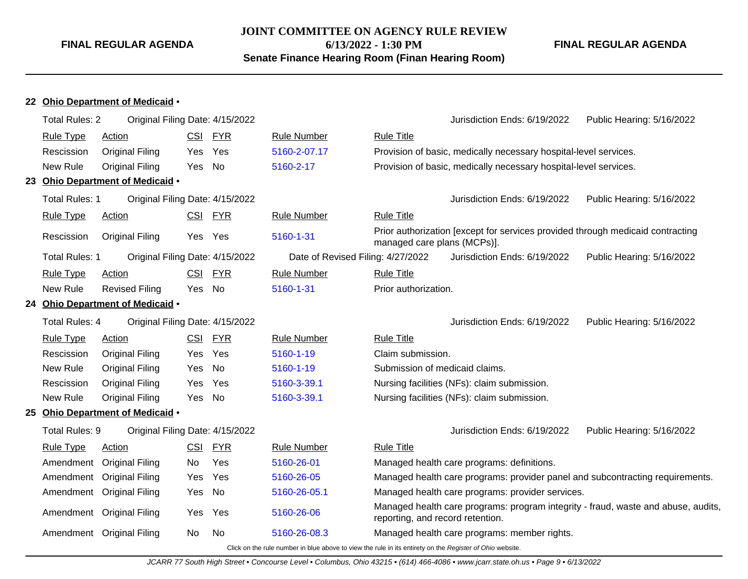## 22 Ohio Department of Medicaid •

Total Rules: 2 &nbsp; Original Filing Date: 4/15/2022 &nbsp; Jurisdiction Ends: 6/19/2022 &nbsp; Public Hearing: 5/16/2022

| Rule Type | Action | CSI | FYR | Rule Number | Rule Title |
|---|---|---|---|---|---|
| Rescission | Original Filing | Yes | Yes | 5160-2-07.17 | Provision of basic, medically necessary hospital-level services. |
| New Rule | Original Filing | Yes | No | 5160-2-17 | Provision of basic, medically necessary hospital-level services. |

## 23 Ohio Department of Medicaid •

Total Rules: 1 &nbsp; Original Filing Date: 4/15/2022 &nbsp; Jurisdiction Ends: 6/19/2022 &nbsp; Public Hearing: 5/16/2022

| Rule Type | Action | CSI | FYR | Rule Number | Rule Title |
|---|---|---|---|---|---|
| Rescission | Original Filing | Yes | Yes | 5160-1-31 | Prior authorization [except for services provided through medicaid contracting managed care plans (MCPs)]. |

Total Rules: 1 &nbsp; Original Filing Date: 4/15/2022 &nbsp; Date of Revised Filing: 4/27/2022 &nbsp; Jurisdiction Ends: 6/19/2022 &nbsp; Public Hearing: 5/16/2022

| Rule Type | Action | CSI | FYR | Rule Number | Rule Title |
|---|---|---|---|---|---|
| New Rule | Revised Filing | Yes | No | 5160-1-31 | Prior authorization. |

## 24 Ohio Department of Medicaid •

Total Rules: 4 &nbsp; Original Filing Date: 4/15/2022 &nbsp; Jurisdiction Ends: 6/19/2022 &nbsp; Public Hearing: 5/16/2022

| Rule Type | Action | CSI | FYR | Rule Number | Rule Title |
|---|---|---|---|---|---|
| Rescission | Original Filing | Yes | Yes | 5160-1-19 | Claim submission. |
| New Rule | Original Filing | Yes | No | 5160-1-19 | Submission of medicaid claims. |
| Rescission | Original Filing | Yes | Yes | 5160-3-39.1 | Nursing facilities (NFs): claim submission. |
| New Rule | Original Filing | Yes | No | 5160-3-39.1 | Nursing facilities (NFs): claim submission. |

## 25 Ohio Department of Medicaid •

Total Rules: 9 &nbsp; Original Filing Date: 4/15/2022 &nbsp; Jurisdiction Ends: 6/19/2022 &nbsp; Public Hearing: 5/16/2022

| Rule Type | Action | CSI | FYR | Rule Number | Rule Title |
|---|---|---|---|---|---|
| Amendment | Original Filing | No | Yes | 5160-26-01 | Managed health care programs: definitions. |
| Amendment | Original Filing | Yes | Yes | 5160-26-05 | Managed health care programs: provider panel and subcontracting requirements. |
| Amendment | Original Filing | Yes | No | 5160-26-05.1 | Managed health care programs: provider services. |
| Amendment | Original Filing | Yes | Yes | 5160-26-06 | Managed health care programs: program integrity - fraud, waste and abuse, audits, reporting, and record retention. |
| Amendment | Original Filing | No | No | 5160-26-08.3 | Managed health care programs: member rights. |

Click on the rule number in blue above to view the rule in its entirety on the *Register of Ohio* website.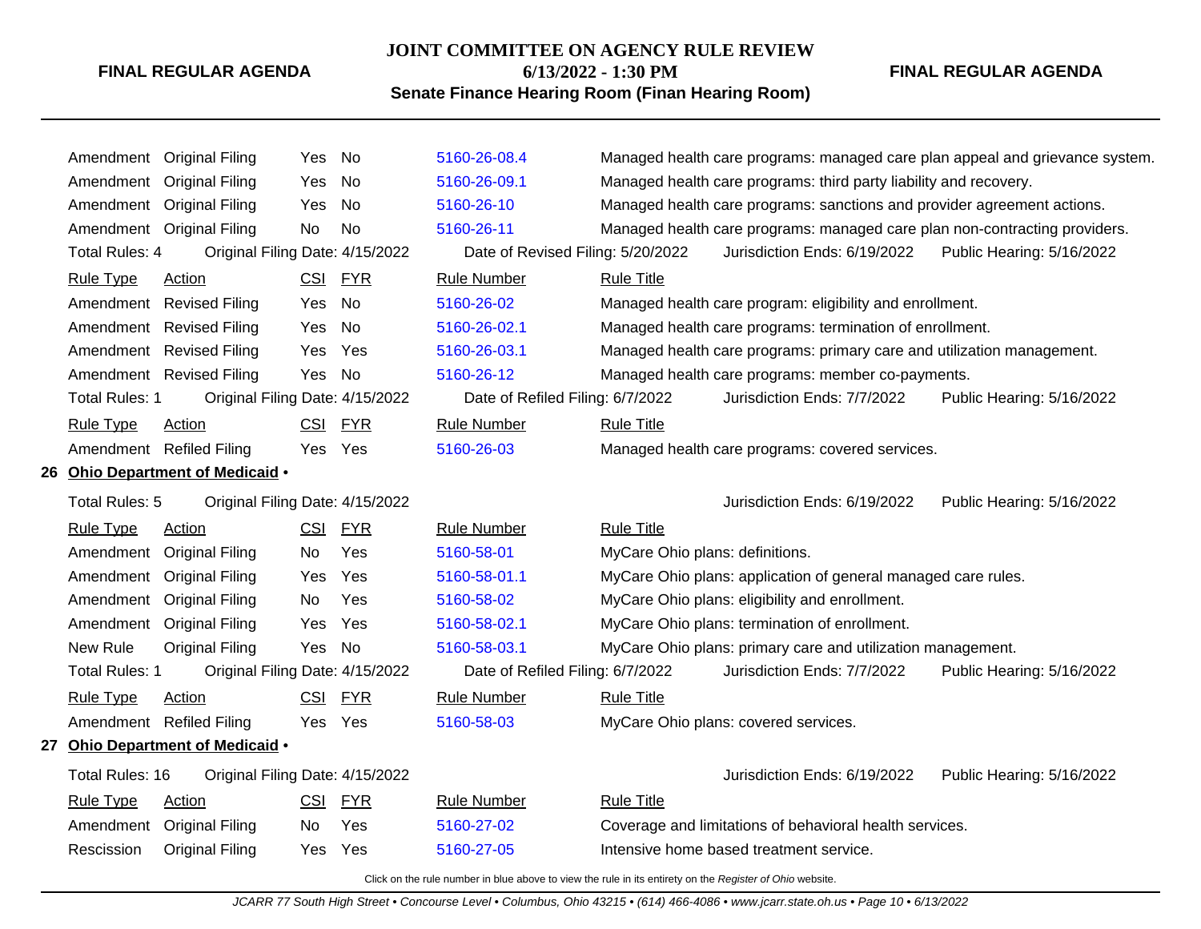| Rule Type | Action | CSI | FYR | Rule Number | Rule Title |
|---|---|---|---|---|---|
| Amendment | Original Filing | Yes | No | 5160-26-08.4 | Managed health care programs: managed care plan appeal and grievance system. |
| Amendment | Original Filing | Yes | No | 5160-26-09.1 | Managed health care programs: third party liability and recovery. |
| Amendment | Original Filing | Yes | No | 5160-26-10 | Managed health care programs: sanctions and provider agreement actions. |
| Amendment | Original Filing | No | No | 5160-26-11 | Managed health care programs: managed care plan non-contracting providers. |

Total Rules: 4 Original Filing Date: 4/15/2022 Date of Revised Filing: 5/20/2022 Jurisdiction Ends: 6/19/2022 Public Hearing: 5/16/2022

| Rule Type | Action | CSI | FYR | Rule Number | Rule Title |
|---|---|---|---|---|---|
| Amendment | Revised Filing | Yes | No | 5160-26-02 | Managed health care program: eligibility and enrollment. |
| Amendment | Revised Filing | Yes | No | 5160-26-02.1 | Managed health care programs: termination of enrollment. |
| Amendment | Revised Filing | Yes | Yes | 5160-26-03.1 | Managed health care programs: primary care and utilization management. |
| Amendment | Revised Filing | Yes | No | 5160-26-12 | Managed health care programs: member co-payments. |

Total Rules: 1 Original Filing Date: 4/15/2022 Date of Refiled Filing: 6/7/2022 Jurisdiction Ends: 7/7/2022 Public Hearing: 5/16/2022

| Rule Type | Action | CSI | FYR | Rule Number | Rule Title |
|---|---|---|---|---|---|
| Amendment | Refiled Filing | Yes | Yes | 5160-26-03 | Managed health care programs: covered services. |

**26 Ohio Department of Medicaid •**

Total Rules: 5 Original Filing Date: 4/15/2022 Jurisdiction Ends: 6/19/2022 Public Hearing: 5/16/2022

| Rule Type | Action | CSI | FYR | Rule Number | Rule Title |
|---|---|---|---|---|---|
| Amendment | Original Filing | No | Yes | 5160-58-01 | MyCare Ohio plans: definitions. |
| Amendment | Original Filing | Yes | Yes | 5160-58-01.1 | MyCare Ohio plans: application of general managed care rules. |
| Amendment | Original Filing | No | Yes | 5160-58-02 | MyCare Ohio plans: eligibility and enrollment. |
| Amendment | Original Filing | Yes | Yes | 5160-58-02.1 | MyCare Ohio plans: termination of enrollment. |
| New Rule | Original Filing | Yes | No | 5160-58-03.1 | MyCare Ohio plans: primary care and utilization management. |

Total Rules: 1 Original Filing Date: 4/15/2022 Date of Refiled Filing: 6/7/2022 Jurisdiction Ends: 7/7/2022 Public Hearing: 5/16/2022

| Rule Type | Action | CSI | FYR | Rule Number | Rule Title |
|---|---|---|---|---|---|
| Amendment | Refiled Filing | Yes | Yes | 5160-58-03 | MyCare Ohio plans: covered services. |

**27 Ohio Department of Medicaid •**

Total Rules: 16 Original Filing Date: 4/15/2022 Jurisdiction Ends: 6/19/2022 Public Hearing: 5/16/2022

| Rule Type | Action | CSI | FYR | Rule Number | Rule Title |
|---|---|---|---|---|---|
| Amendment | Original Filing | No | Yes | 5160-27-02 | Coverage and limitations of behavioral health services. |
| Rescission | Original Filing | Yes | Yes | 5160-27-05 | Intensive home based treatment service. |

Click on the rule number in blue above to view the rule in its entirety on the *Register of Ohio* website.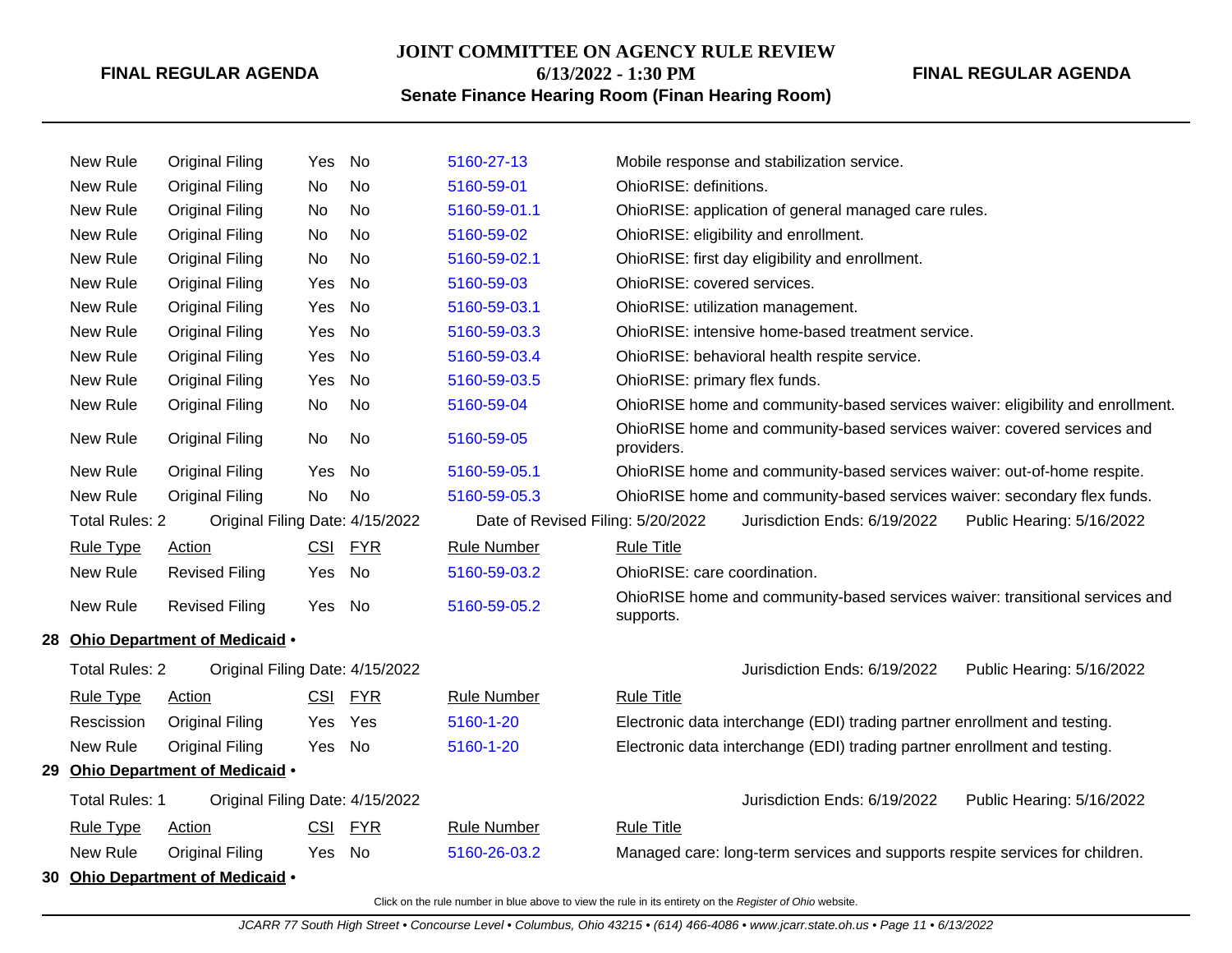| Rule Type | Action | CSI | FYR | Rule Number | Rule Title |
|---|---|---|---|---|---|
| New Rule | Original Filing | Yes | No | 5160-27-13 | Mobile response and stabilization service. |
| New Rule | Original Filing | No | No | 5160-59-01 | OhioRISE: definitions. |
| New Rule | Original Filing | No | No | 5160-59-01.1 | OhioRISE: application of general managed care rules. |
| New Rule | Original Filing | No | No | 5160-59-02 | OhioRISE: eligibility and enrollment. |
| New Rule | Original Filing | No | No | 5160-59-02.1 | OhioRISE: first day eligibility and enrollment. |
| New Rule | Original Filing | Yes | No | 5160-59-03 | OhioRISE: covered services. |
| New Rule | Original Filing | Yes | No | 5160-59-03.1 | OhioRISE: utilization management. |
| New Rule | Original Filing | Yes | No | 5160-59-03.3 | OhioRISE: intensive home-based treatment service. |
| New Rule | Original Filing | Yes | No | 5160-59-03.4 | OhioRISE: behavioral health respite service. |
| New Rule | Original Filing | Yes | No | 5160-59-03.5 | OhioRISE: primary flex funds. |
| New Rule | Original Filing | No | No | 5160-59-04 | OhioRISE home and community-based services waiver: eligibility and enrollment. |
| New Rule | Original Filing | No | No | 5160-59-05 | OhioRISE home and community-based services waiver: covered services and providers. |
| New Rule | Original Filing | Yes | No | 5160-59-05.1 | OhioRISE home and community-based services waiver: out-of-home respite. |
| New Rule | Original Filing | No | No | 5160-59-05.3 | OhioRISE home and community-based services waiver: secondary flex funds. |

Total Rules: 2 | Original Filing Date: 4/15/2022 | Date of Revised Filing: 5/20/2022 | Jurisdiction Ends: 6/19/2022 | Public Hearing: 5/16/2022

| Rule Type | Action | CSI | FYR | Rule Number | Rule Title |
|---|---|---|---|---|---|
| New Rule | Revised Filing | Yes | No | 5160-59-03.2 | OhioRISE: care coordination. |
| New Rule | Revised Filing | Yes | No | 5160-59-05.2 | OhioRISE home and community-based services waiver: transitional services and supports. |

## 28 Ohio Department of Medicaid •

Total Rules: 2 | Original Filing Date: 4/15/2022 | Jurisdiction Ends: 6/19/2022 | Public Hearing: 5/16/2022

| Rule Type | Action | CSI | FYR | Rule Number | Rule Title |
|---|---|---|---|---|---|
| Rescission | Original Filing | Yes | Yes | 5160-1-20 | Electronic data interchange (EDI) trading partner enrollment and testing. |
| New Rule | Original Filing | Yes | No | 5160-1-20 | Electronic data interchange (EDI) trading partner enrollment and testing. |

## 29 Ohio Department of Medicaid •

Total Rules: 1 | Original Filing Date: 4/15/2022 | Jurisdiction Ends: 6/19/2022 | Public Hearing: 5/16/2022

| Rule Type | Action | CSI | FYR | Rule Number | Rule Title |
|---|---|---|---|---|---|
| New Rule | Original Filing | Yes | No | 5160-26-03.2 | Managed care: long-term services and supports respite services for children. |

## 30 Ohio Department of Medicaid •

Click on the rule number in blue above to view the rule in its entirety on the *Register of Ohio* website.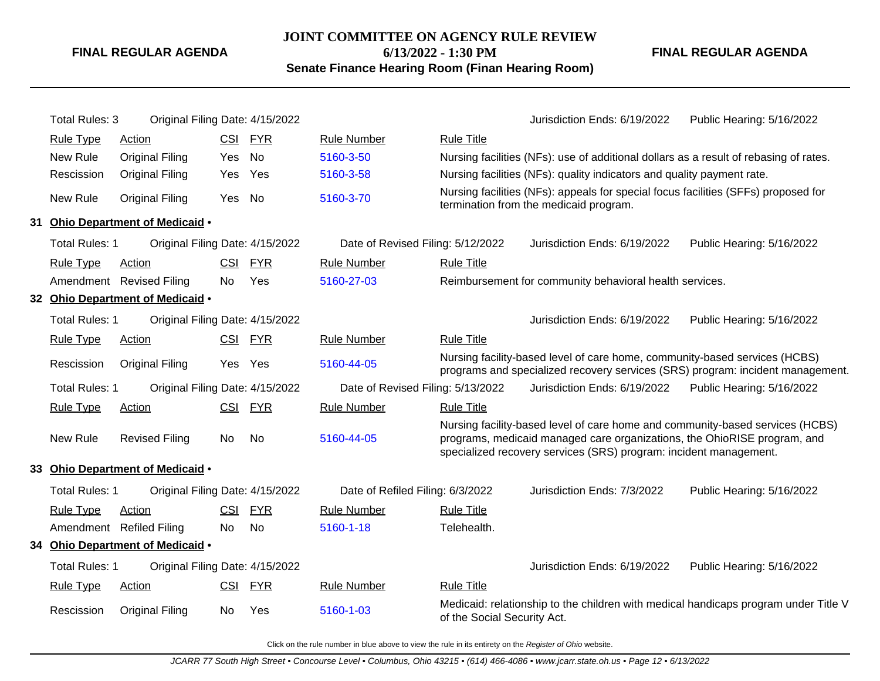Total Rules: 3 | Original Filing Date: 4/15/2022 | Jurisdiction Ends: 6/19/2022 | Public Hearing: 5/16/2022

| Rule Type | Action | CSI | FYR | Rule Number | Rule Title |
|---|---|---|---|---|---|
| New Rule | Original Filing | Yes | No | 5160-3-50 | Nursing facilities (NFs): use of additional dollars as a result of rebasing of rates. |
| Rescission | Original Filing | Yes | Yes | 5160-3-58 | Nursing facilities (NFs): quality indicators and quality payment rate. |
| New Rule | Original Filing | Yes | No | 5160-3-70 | Nursing facilities (NFs): appeals for special focus facilities (SFFs) proposed for termination from the medicaid program. |

## 31 Ohio Department of Medicaid •

Total Rules: 1 | Original Filing Date: 4/15/2022 | Date of Revised Filing: 5/12/2022 | Jurisdiction Ends: 6/19/2022 | Public Hearing: 5/16/2022

| Rule Type | Action | CSI | FYR | Rule Number | Rule Title |
|---|---|---|---|---|---|
| Amendment | Revised Filing | No | Yes | 5160-27-03 | Reimbursement for community behavioral health services. |

## 32 Ohio Department of Medicaid •

Total Rules: 1 | Original Filing Date: 4/15/2022 | Jurisdiction Ends: 6/19/2022 | Public Hearing: 5/16/2022

| Rule Type | Action | CSI | FYR | Rule Number | Rule Title |
|---|---|---|---|---|---|
| Rescission | Original Filing | Yes | Yes | 5160-44-05 | Nursing facility-based level of care home, community-based services (HCBS) programs and specialized recovery services (SRS) program: incident management. |

Total Rules: 1 | Original Filing Date: 4/15/2022 | Date of Revised Filing: 5/13/2022 | Jurisdiction Ends: 6/19/2022 | Public Hearing: 5/16/2022

| Rule Type | Action | CSI | FYR | Rule Number | Rule Title |
|---|---|---|---|---|---|
| New Rule | Revised Filing | No | No | 5160-44-05 | Nursing facility-based level of care home and community-based services (HCBS) programs, medicaid managed care organizations, the OhioRISE program, and specialized recovery services (SRS) program: incident management. |

## 33 Ohio Department of Medicaid •

Total Rules: 1 | Original Filing Date: 4/15/2022 | Date of Refiled Filing: 6/3/2022 | Jurisdiction Ends: 7/3/2022 | Public Hearing: 5/16/2022

| Rule Type | Action | CSI | FYR | Rule Number | Rule Title |
|---|---|---|---|---|---|
| Amendment | Refiled Filing | No | No | 5160-1-18 | Telehealth. |

## 34 Ohio Department of Medicaid •

Total Rules: 1 | Original Filing Date: 4/15/2022 | Jurisdiction Ends: 6/19/2022 | Public Hearing: 5/16/2022

| Rule Type | Action | CSI | FYR | Rule Number | Rule Title |
|---|---|---|---|---|---|
| Rescission | Original Filing | No | Yes | 5160-1-03 | Medicaid: relationship to the children with medical handicaps program under Title V of the Social Security Act. |

Click on the rule number in blue above to view the rule in its entirety on the *Register of Ohio* website.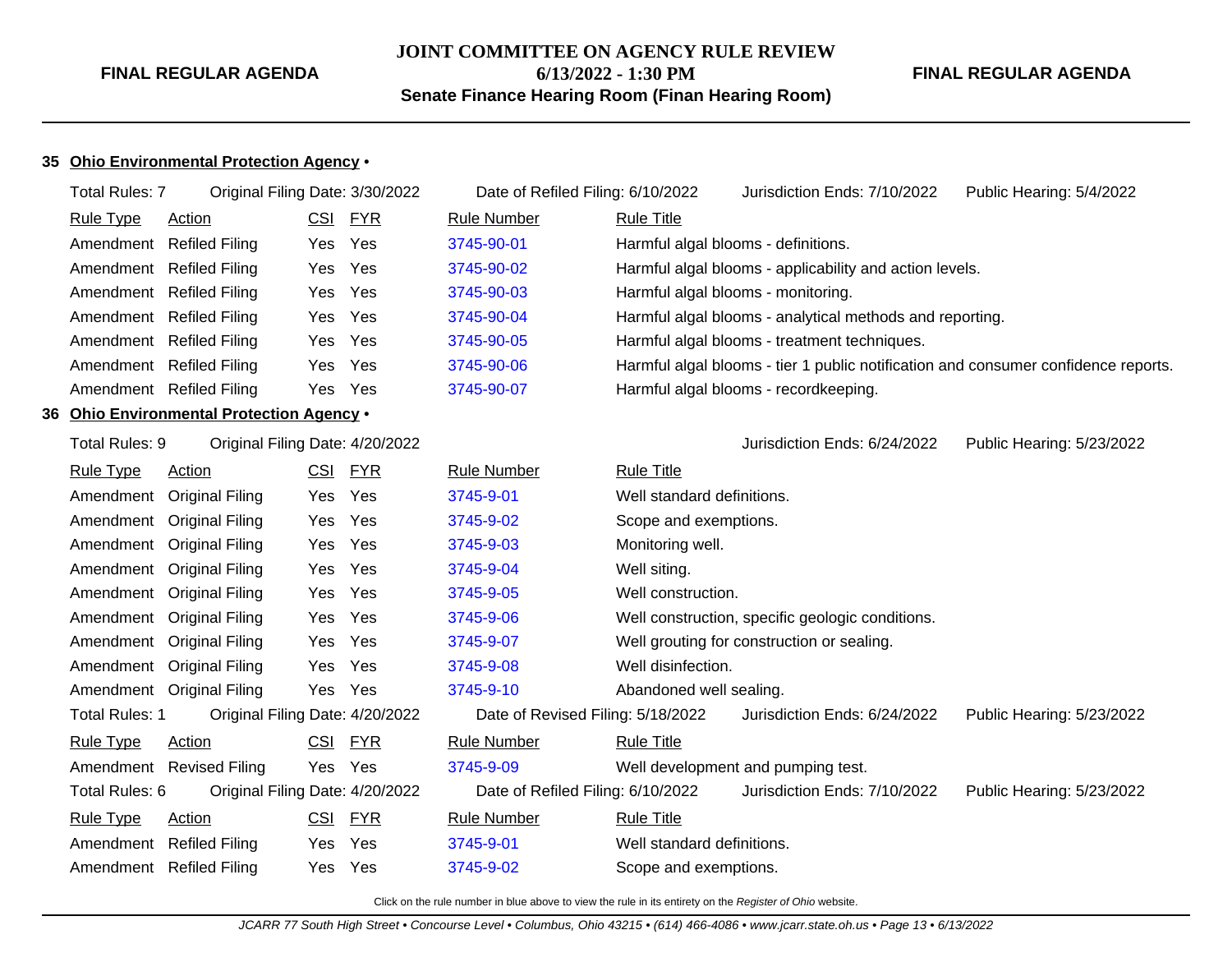## 35 Ohio Environmental Protection Agency •

Total Rules: 7 | Original Filing Date: 3/30/2022 | Date of Refiled Filing: 6/10/2022 | Jurisdiction Ends: 7/10/2022 | Public Hearing: 5/4/2022

| Rule Type | Action | CSI | FYR | Rule Number | Rule Title |
|---|---|---|---|---|---|
| Amendment | Refiled Filing | Yes | Yes | 3745-90-01 | Harmful algal blooms - definitions. |
| Amendment | Refiled Filing | Yes | Yes | 3745-90-02 | Harmful algal blooms - applicability and action levels. |
| Amendment | Refiled Filing | Yes | Yes | 3745-90-03 | Harmful algal blooms - monitoring. |
| Amendment | Refiled Filing | Yes | Yes | 3745-90-04 | Harmful algal blooms - analytical methods and reporting. |
| Amendment | Refiled Filing | Yes | Yes | 3745-90-05 | Harmful algal blooms - treatment techniques. |
| Amendment | Refiled Filing | Yes | Yes | 3745-90-06 | Harmful algal blooms - tier 1 public notification and consumer confidence reports. |
| Amendment | Refiled Filing | Yes | Yes | 3745-90-07 | Harmful algal blooms - recordkeeping. |

## 36 Ohio Environmental Protection Agency •

Total Rules: 9 | Original Filing Date: 4/20/2022 | Jurisdiction Ends: 6/24/2022 | Public Hearing: 5/23/2022

| Rule Type | Action | CSI | FYR | Rule Number | Rule Title |
|---|---|---|---|---|---|
| Amendment | Original Filing | Yes | Yes | 3745-9-01 | Well standard definitions. |
| Amendment | Original Filing | Yes | Yes | 3745-9-02 | Scope and exemptions. |
| Amendment | Original Filing | Yes | Yes | 3745-9-03 | Monitoring well. |
| Amendment | Original Filing | Yes | Yes | 3745-9-04 | Well siting. |
| Amendment | Original Filing | Yes | Yes | 3745-9-05 | Well construction. |
| Amendment | Original Filing | Yes | Yes | 3745-9-06 | Well construction, specific geologic conditions. |
| Amendment | Original Filing | Yes | Yes | 3745-9-07 | Well grouting for construction or sealing. |
| Amendment | Original Filing | Yes | Yes | 3745-9-08 | Well disinfection. |
| Amendment | Original Filing | Yes | Yes | 3745-9-10 | Abandoned well sealing. |

Total Rules: 1 | Original Filing Date: 4/20/2022 | Date of Revised Filing: 5/18/2022 | Jurisdiction Ends: 6/24/2022 | Public Hearing: 5/23/2022

| Rule Type | Action | CSI | FYR | Rule Number | Rule Title |
|---|---|---|---|---|---|
| Amendment | Revised Filing | Yes | Yes | 3745-9-09 | Well development and pumping test. |

Total Rules: 6 | Original Filing Date: 4/20/2022 | Date of Refiled Filing: 6/10/2022 | Jurisdiction Ends: 7/10/2022 | Public Hearing: 5/23/2022

| Rule Type | Action | CSI | FYR | Rule Number | Rule Title |
|---|---|---|---|---|---|
| Amendment | Refiled Filing | Yes | Yes | 3745-9-01 | Well standard definitions. |
| Amendment | Refiled Filing | Yes | Yes | 3745-9-02 | Scope and exemptions. |

Click on the rule number in blue above to view the rule in its entirety on the *Register of Ohio* website.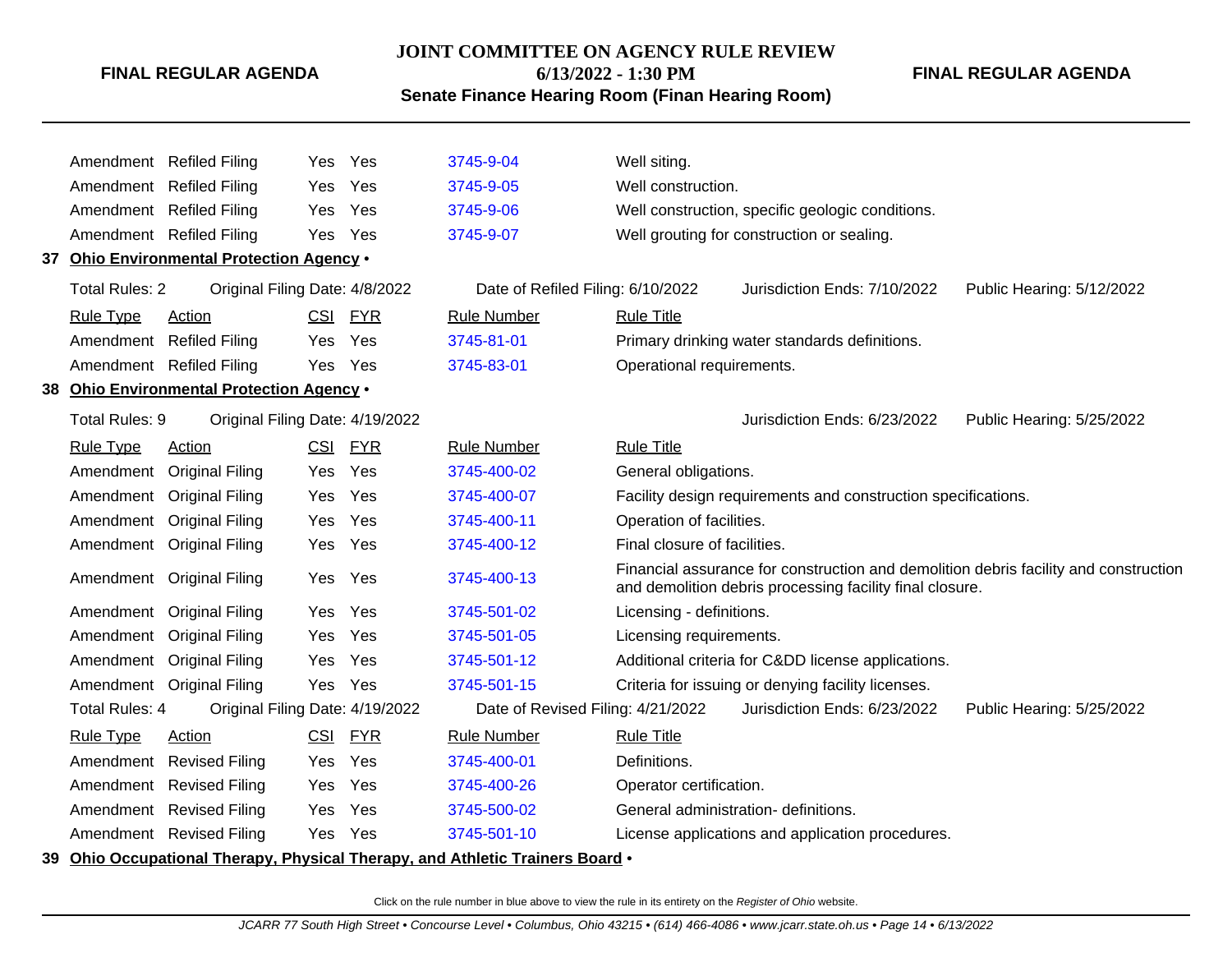| Rule Type | Action | CSI | FYR | Rule Number | Rule Title |
|---|---|---|---|---|---|
| Amendment | Refiled Filing | Yes | Yes | 3745-9-04 | Well siting. |
| Amendment | Refiled Filing | Yes | Yes | 3745-9-05 | Well construction. |
| Amendment | Refiled Filing | Yes | Yes | 3745-9-06 | Well construction, specific geologic conditions. |
| Amendment | Refiled Filing | Yes | Yes | 3745-9-07 | Well grouting for construction or sealing. |

**37 Ohio Environmental Protection Agency •**

Total Rules: 2 | Original Filing Date: 4/8/2022 | Date of Refiled Filing: 6/10/2022 | Jurisdiction Ends: 7/10/2022 | Public Hearing: 5/12/2022

| Rule Type | Action | CSI | FYR | Rule Number | Rule Title |
|---|---|---|---|---|---|
| Amendment | Refiled Filing | Yes | Yes | 3745-81-01 | Primary drinking water standards definitions. |
| Amendment | Refiled Filing | Yes | Yes | 3745-83-01 | Operational requirements. |

**38 Ohio Environmental Protection Agency •**

Total Rules: 9 | Original Filing Date: 4/19/2022 | Jurisdiction Ends: 6/23/2022 | Public Hearing: 5/25/2022

| Rule Type | Action | CSI | FYR | Rule Number | Rule Title |
|---|---|---|---|---|---|
| Amendment | Original Filing | Yes | Yes | 3745-400-02 | General obligations. |
| Amendment | Original Filing | Yes | Yes | 3745-400-07 | Facility design requirements and construction specifications. |
| Amendment | Original Filing | Yes | Yes | 3745-400-11 | Operation of facilities. |
| Amendment | Original Filing | Yes | Yes | 3745-400-12 | Final closure of facilities. |
| Amendment | Original Filing | Yes | Yes | 3745-400-13 | Financial assurance for construction and demolition debris facility and construction and demolition debris processing facility final closure. |
| Amendment | Original Filing | Yes | Yes | 3745-501-02 | Licensing - definitions. |
| Amendment | Original Filing | Yes | Yes | 3745-501-05 | Licensing requirements. |
| Amendment | Original Filing | Yes | Yes | 3745-501-12 | Additional criteria for C&DD license applications. |
| Amendment | Original Filing | Yes | Yes | 3745-501-15 | Criteria for issuing or denying facility licenses. |

Total Rules: 4 | Original Filing Date: 4/19/2022 | Date of Revised Filing: 4/21/2022 | Jurisdiction Ends: 6/23/2022 | Public Hearing: 5/25/2022

| Rule Type | Action | CSI | FYR | Rule Number | Rule Title |
|---|---|---|---|---|---|
| Amendment | Revised Filing | Yes | Yes | 3745-400-01 | Definitions. |
| Amendment | Revised Filing | Yes | Yes | 3745-400-26 | Operator certification. |
| Amendment | Revised Filing | Yes | Yes | 3745-500-02 | General administration- definitions. |
| Amendment | Revised Filing | Yes | Yes | 3745-501-10 | License applications and application procedures. |

**39 Ohio Occupational Therapy, Physical Therapy, and Athletic Trainers Board •**

Click on the rule number in blue above to view the rule in its entirety on the *Register of Ohio* website.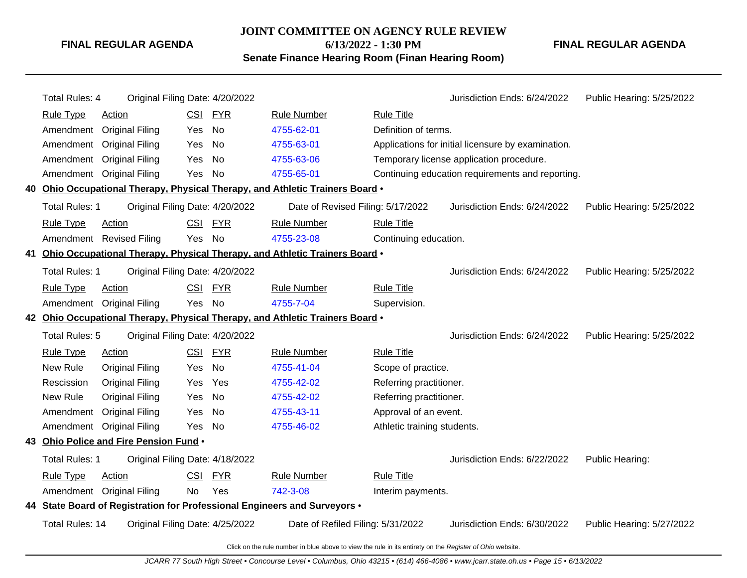**JOINT COMMITTEE ON AGENCY RULE REVIEW**

**6/13/2022 - 1:30 PM**

**Senate Finance Hearing Room (Finan Hearing Room)**

**FINAL REGULAR AGENDA**

Total Rules: 4 | Original Filing Date: 4/20/2022 | Jurisdiction Ends: 6/24/2022 | Public Hearing: 5/25/2022

| Rule Type | Action | CSI | FYR | Rule Number | Rule Title |
|---|---|---|---|---|---|
| Amendment | Original Filing | Yes | No | 4755-62-01 | Definition of terms. |
| Amendment | Original Filing | Yes | No | 4755-63-01 | Applications for initial licensure by examination. |
| Amendment | Original Filing | Yes | No | 4755-63-06 | Temporary license application procedure. |
| Amendment | Original Filing | Yes | No | 4755-65-01 | Continuing education requirements and reporting. |

**40 Ohio Occupational Therapy, Physical Therapy, and Athletic Trainers Board •**

Total Rules: 1 | Original Filing Date: 4/20/2022 | Date of Revised Filing: 5/17/2022 | Jurisdiction Ends: 6/24/2022 | Public Hearing: 5/25/2022

| Rule Type | Action | CSI | FYR | Rule Number | Rule Title |
|---|---|---|---|---|---|
| Amendment | Revised Filing | Yes | No | 4755-23-08 | Continuing education. |

**41 Ohio Occupational Therapy, Physical Therapy, and Athletic Trainers Board •**

Total Rules: 1 | Original Filing Date: 4/20/2022 | Jurisdiction Ends: 6/24/2022 | Public Hearing: 5/25/2022

| Rule Type | Action | CSI | FYR | Rule Number | Rule Title |
|---|---|---|---|---|---|
| Amendment | Original Filing | Yes | No | 4755-7-04 | Supervision. |

**42 Ohio Occupational Therapy, Physical Therapy, and Athletic Trainers Board •**

Total Rules: 5 | Original Filing Date: 4/20/2022 | Jurisdiction Ends: 6/24/2022 | Public Hearing: 5/25/2022

| Rule Type | Action | CSI | FYR | Rule Number | Rule Title |
|---|---|---|---|---|---|
| New Rule | Original Filing | Yes | No | 4755-41-04 | Scope of practice. |
| Rescission | Original Filing | Yes | Yes | 4755-42-02 | Referring practitioner. |
| New Rule | Original Filing | Yes | No | 4755-42-02 | Referring practitioner. |
| Amendment | Original Filing | Yes | No | 4755-43-11 | Approval of an event. |
| Amendment | Original Filing | Yes | No | 4755-46-02 | Athletic training students. |

**43 Ohio Police and Fire Pension Fund •**

Total Rules: 1 | Original Filing Date: 4/18/2022 | Jurisdiction Ends: 6/22/2022 | Public Hearing:

| Rule Type | Action | CSI | FYR | Rule Number | Rule Title |
|---|---|---|---|---|---|
| Amendment | Original Filing | No | Yes | 742-3-08 | Interim payments. |

**44 State Board of Registration for Professional Engineers and Surveyors •**

Total Rules: 14 | Original Filing Date: 4/25/2022 | Date of Refiled Filing: 5/31/2022 | Jurisdiction Ends: 6/30/2022 | Public Hearing: 5/27/2022

Click on the rule number in blue above to view the rule in its entirety on the *Register of Ohio* website.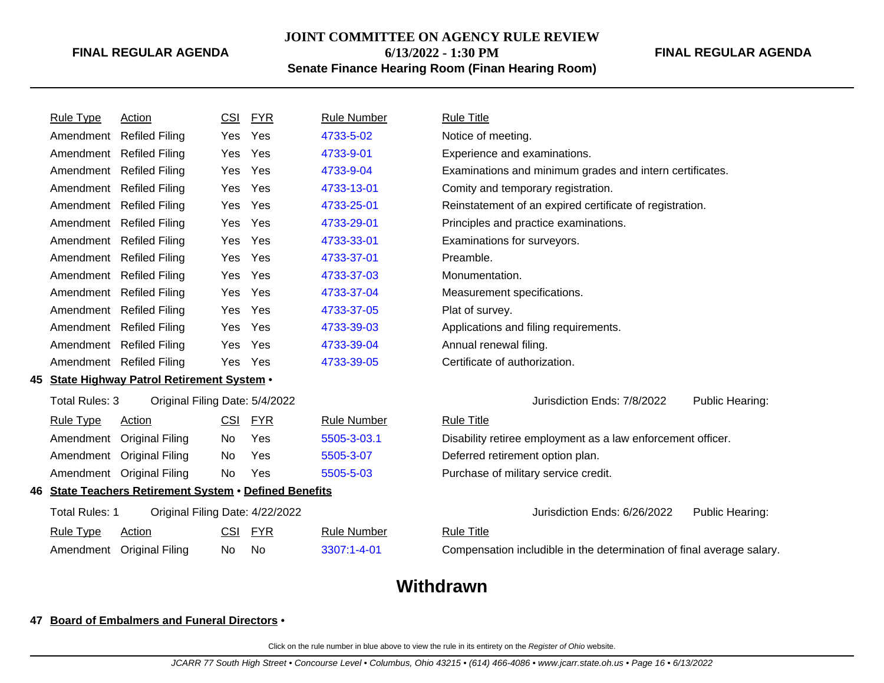| Rule Type | Action | CSI | FYR | Rule Number | Rule Title |
|---|---|---|---|---|---|
| Amendment | Refiled Filing | Yes | Yes | 4733-5-02 | Notice of meeting. |
| Amendment | Refiled Filing | Yes | Yes | 4733-9-01 | Experience and examinations. |
| Amendment | Refiled Filing | Yes | Yes | 4733-9-04 | Examinations and minimum grades and intern certificates. |
| Amendment | Refiled Filing | Yes | Yes | 4733-13-01 | Comity and temporary registration. |
| Amendment | Refiled Filing | Yes | Yes | 4733-25-01 | Reinstatement of an expired certificate of registration. |
| Amendment | Refiled Filing | Yes | Yes | 4733-29-01 | Principles and practice examinations. |
| Amendment | Refiled Filing | Yes | Yes | 4733-33-01 | Examinations for surveyors. |
| Amendment | Refiled Filing | Yes | Yes | 4733-37-01 | Preamble. |
| Amendment | Refiled Filing | Yes | Yes | 4733-37-03 | Monumentation. |
| Amendment | Refiled Filing | Yes | Yes | 4733-37-04 | Measurement specifications. |
| Amendment | Refiled Filing | Yes | Yes | 4733-37-05 | Plat of survey. |
| Amendment | Refiled Filing | Yes | Yes | 4733-39-03 | Applications and filing requirements. |
| Amendment | Refiled Filing | Yes | Yes | 4733-39-04 | Annual renewal filing. |
| Amendment | Refiled Filing | Yes | Yes | 4733-39-05 | Certificate of authorization. |

**45 State Highway Patrol Retirement System •**

Total Rules: 3 — Original Filing Date: 5/4/2022 — Jurisdiction Ends: 7/8/2022 — Public Hearing:

| Rule Type | Action | CSI | FYR | Rule Number | Rule Title |
|---|---|---|---|---|---|
| Amendment | Original Filing | No | Yes | 5505-3-03.1 | Disability retiree employment as a law enforcement officer. |
| Amendment | Original Filing | No | Yes | 5505-3-07 | Deferred retirement option plan. |
| Amendment | Original Filing | No | Yes | 5505-5-03 | Purchase of military service credit. |

**46 State Teachers Retirement System • Defined Benefits**

Total Rules: 1 — Original Filing Date: 4/22/2022 — Jurisdiction Ends: 6/26/2022 — Public Hearing:

| Rule Type | Action | CSI | FYR | Rule Number | Rule Title |
|---|---|---|---|---|---|
| Amendment | Original Filing | No | No | 3307:1-4-01 | Compensation includible in the determination of final average salary. |

## Withdrawn

**47 Board of Embalmers and Funeral Directors •**

Click on the rule number in blue above to view the rule in its entirety on the *Register of Ohio* website.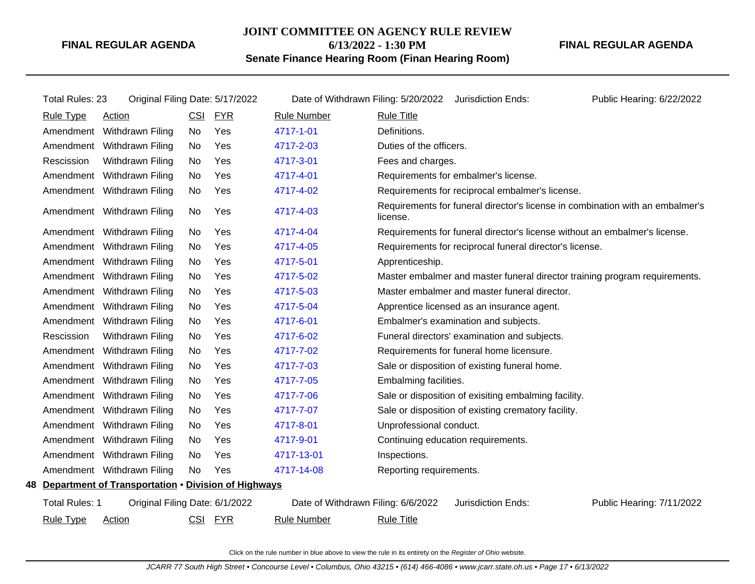| Total Rules: 23 | Original Filing Date: 5/17/2022 | | | Date of Withdrawn Filing: 5/20/2022 | Jurisdiction Ends: | Public Hearing: 6/22/2022 |
|---|---|---|---|---|---|---|
| **Rule Type** | **Action** | **CSI** | **FYR** | **Rule Number** | **Rule Title** | |
| Amendment | Withdrawn Filing | No | Yes | 4717-1-01 | Definitions. | |
| Amendment | Withdrawn Filing | No | Yes | 4717-2-03 | Duties of the officers. | |
| Rescission | Withdrawn Filing | No | Yes | 4717-3-01 | Fees and charges. | |
| Amendment | Withdrawn Filing | No | Yes | 4717-4-01 | Requirements for embalmer's license. | |
| Amendment | Withdrawn Filing | No | Yes | 4717-4-02 | Requirements for reciprocal embalmer's license. | |
| Amendment | Withdrawn Filing | No | Yes | 4717-4-03 | Requirements for funeral director's license in combination with an embalmer's license. | |
| Amendment | Withdrawn Filing | No | Yes | 4717-4-04 | Requirements for funeral director's license without an embalmer's license. | |
| Amendment | Withdrawn Filing | No | Yes | 4717-4-05 | Requirements for reciprocal funeral director's license. | |
| Amendment | Withdrawn Filing | No | Yes | 4717-5-01 | Apprenticeship. | |
| Amendment | Withdrawn Filing | No | Yes | 4717-5-02 | Master embalmer and master funeral director training program requirements. | |
| Amendment | Withdrawn Filing | No | Yes | 4717-5-03 | Master embalmer and master funeral director. | |
| Amendment | Withdrawn Filing | No | Yes | 4717-5-04 | Apprentice licensed as an insurance agent. | |
| Amendment | Withdrawn Filing | No | Yes | 4717-6-01 | Embalmer's examination and subjects. | |
| Rescission | Withdrawn Filing | No | Yes | 4717-6-02 | Funeral directors' examination and subjects. | |
| Amendment | Withdrawn Filing | No | Yes | 4717-7-02 | Requirements for funeral home licensure. | |
| Amendment | Withdrawn Filing | No | Yes | 4717-7-03 | Sale or disposition of existing funeral home. | |
| Amendment | Withdrawn Filing | No | Yes | 4717-7-05 | Embalming facilities. | |
| Amendment | Withdrawn Filing | No | Yes | 4717-7-06 | Sale or disposition of exisiting embalming facility. | |
| Amendment | Withdrawn Filing | No | Yes | 4717-7-07 | Sale or disposition of existing crematory facility. | |
| Amendment | Withdrawn Filing | No | Yes | 4717-8-01 | Unprofessional conduct. | |
| Amendment | Withdrawn Filing | No | Yes | 4717-9-01 | Continuing education requirements. | |
| Amendment | Withdrawn Filing | No | Yes | 4717-13-01 | Inspections. | |
| Amendment | Withdrawn Filing | No | Yes | 4717-14-08 | Reporting requirements. | |

## 48 Department of Transportation • Division of Highways

| Total Rules: 1 | Original Filing Date: 6/1/2022 | | | Date of Withdrawn Filing: 6/6/2022 | Jurisdiction Ends: | Public Hearing: 7/11/2022 |
|---|---|---|---|---|---|---|
| **Rule Type** | **Action** | **CSI** | **FYR** | **Rule Number** | **Rule Title** | |

Click on the rule number in blue above to view the rule in its entirety on the *Register of Ohio* website.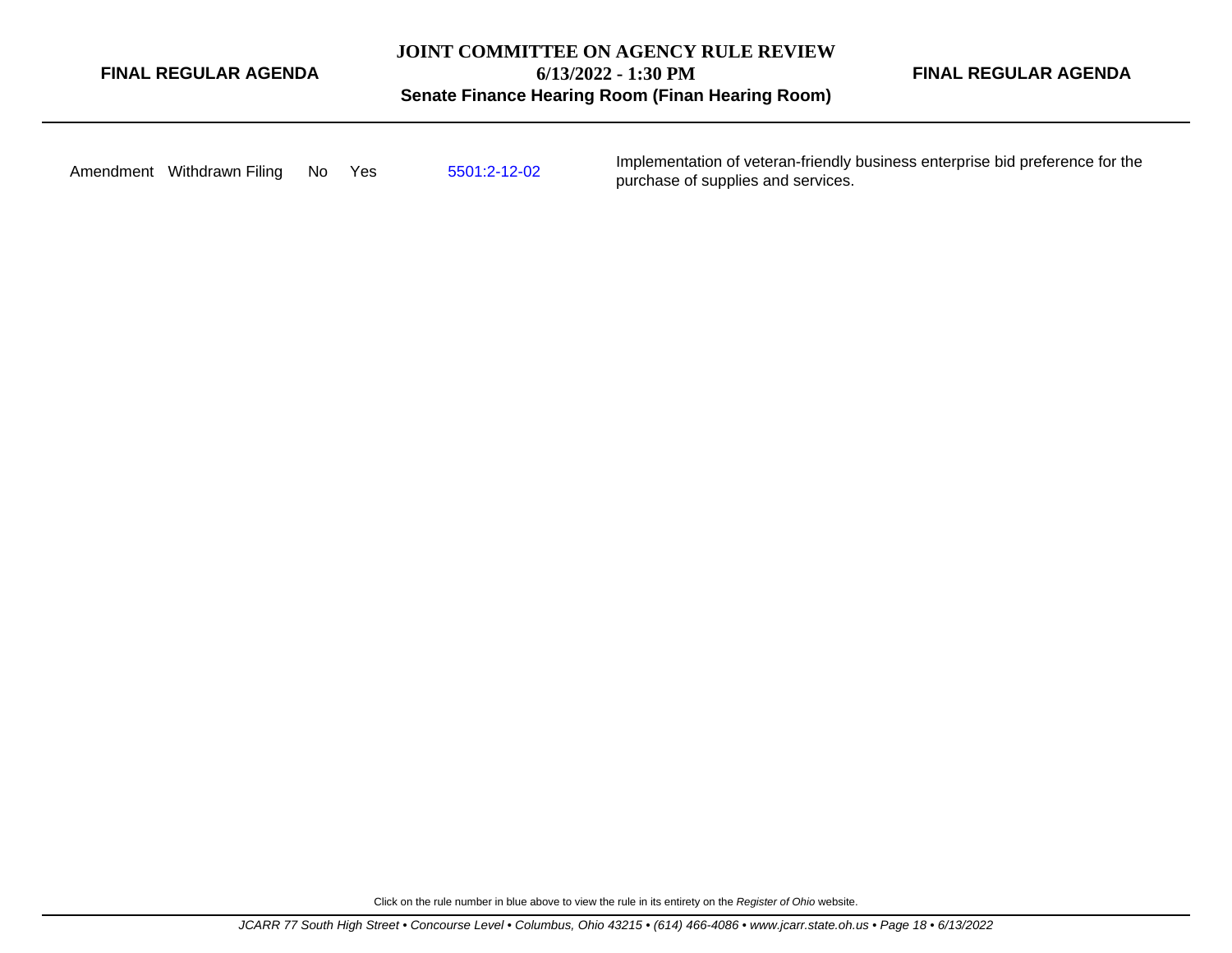| | | | | | |
|---|---|---|---|---|---|
| Amendment | Withdrawn Filing | No | Yes | 5501:2-12-02 | Implementation of veteran-friendly business enterprise bid preference for the purchase of supplies and services. |

Click on the rule number in blue above to view the rule in its entirety on the *Register of Ohio* website.